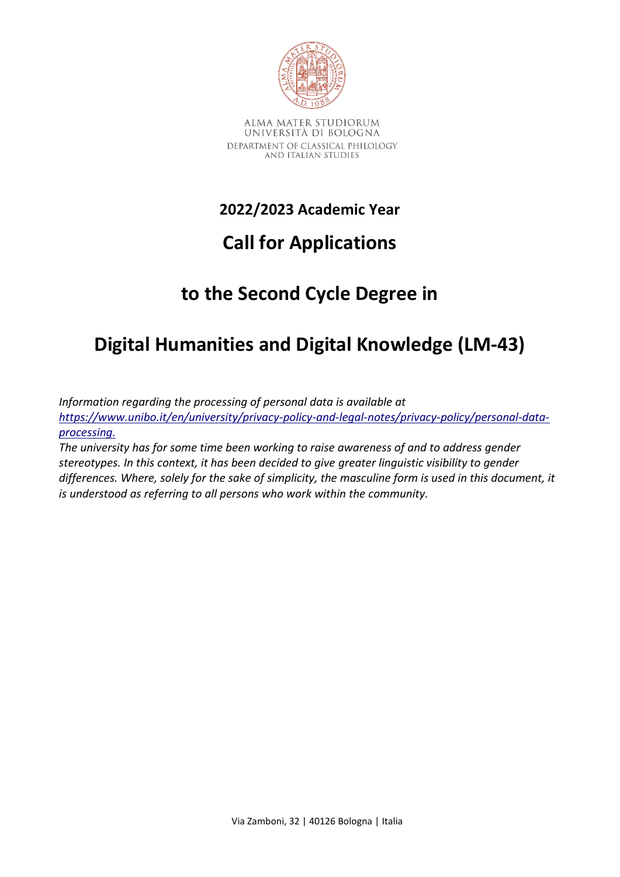ALMA MATER STUDIORUM
UNIVERSITÀ DI BOLOGNA
DEPARTMENT OF CLASSICAL PHILOLOGY
AND ITALIAN STUDIES

## 2022/2023 Academic Year

# Call for Applications

# to the Second Cycle Degree in

# Digital Humanities and Digital Knowledge (LM-43)

*Information regarding the processing of personal data is available at [https://www.unibo.it/en/university/privacy-policy-and-legal-notes/privacy-policy/personal-data-processing.](https://www.unibo.it/en/university/privacy-policy-and-legal-notes/privacy-policy/personal-data-processing)*
*The university has for some time been working to raise awareness of and to address gender stereotypes. In this context, it has been decided to give greater linguistic visibility to gender differences. Where, solely for the sake of simplicity, the masculine form is used in this document, it is understood as referring to all persons who work within the community.*

Via Zamboni, 32 | 40126 Bologna | Italia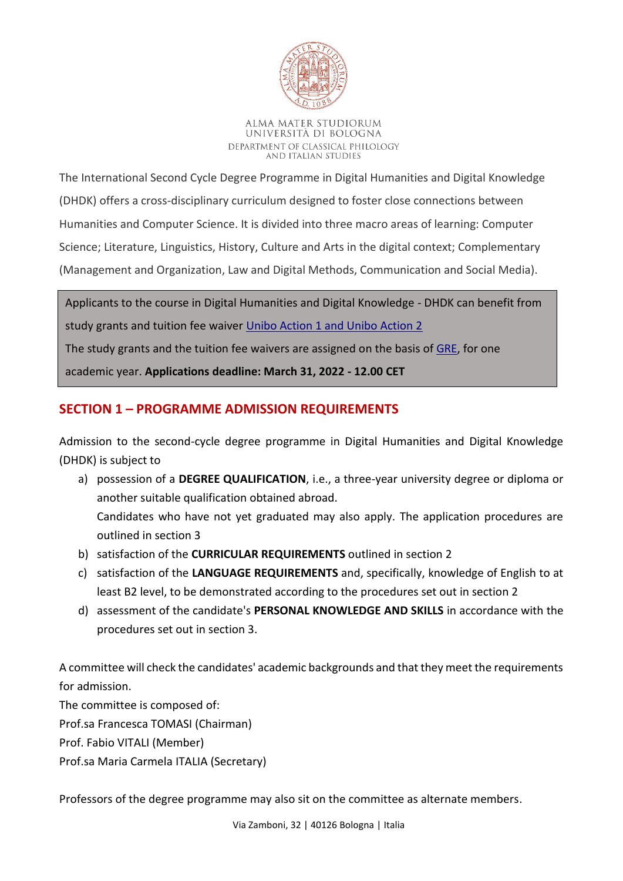ALMA MATER STUDIORUM
UNIVERSITÀ DI BOLOGNA
DEPARTMENT OF CLASSICAL PHILOLOGY
AND ITALIAN STUDIES

The International Second Cycle Degree Programme in Digital Humanities and Digital Knowledge (DHDK) offers a cross-disciplinary curriculum designed to foster close connections between Humanities and Computer Science. It is divided into three macro areas of learning: Computer Science; Literature, Linguistics, History, Culture and Arts in the digital context; Complementary (Management and Organization, Law and Digital Methods, Communication and Social Media).

Applicants to the course in Digital Humanities and Digital Knowledge - DHDK can benefit from study grants and tuition fee waiver Unibo Action 1 and Unibo Action 2

The study grants and the tuition fee waivers are assigned on the basis of GRE, for one academic year. **Applications deadline: March 31, 2022 - 12.00 CET**

## SECTION 1 – PROGRAMME ADMISSION REQUIREMENTS

Admission to the second-cycle degree programme in Digital Humanities and Digital Knowledge (DHDK) is subject to

a) possession of a **DEGREE QUALIFICATION**, i.e., a three-year university degree or diploma or another suitable qualification obtained abroad.
   Candidates who have not yet graduated may also apply. The application procedures are outlined in section 3
b) satisfaction of the **CURRICULAR REQUIREMENTS** outlined in section 2
c) satisfaction of the **LANGUAGE REQUIREMENTS** and, specifically, knowledge of English to at least B2 level, to be demonstrated according to the procedures set out in section 2
d) assessment of the candidate's **PERSONAL KNOWLEDGE AND SKILLS** in accordance with the procedures set out in section 3.

A committee will check the candidates' academic backgrounds and that they meet the requirements for admission.
The committee is composed of:
Prof.sa Francesca TOMASI (Chairman)
Prof. Fabio VITALI (Member)
Prof.sa Maria Carmela ITALIA (Secretary)

Professors of the degree programme may also sit on the committee as alternate members.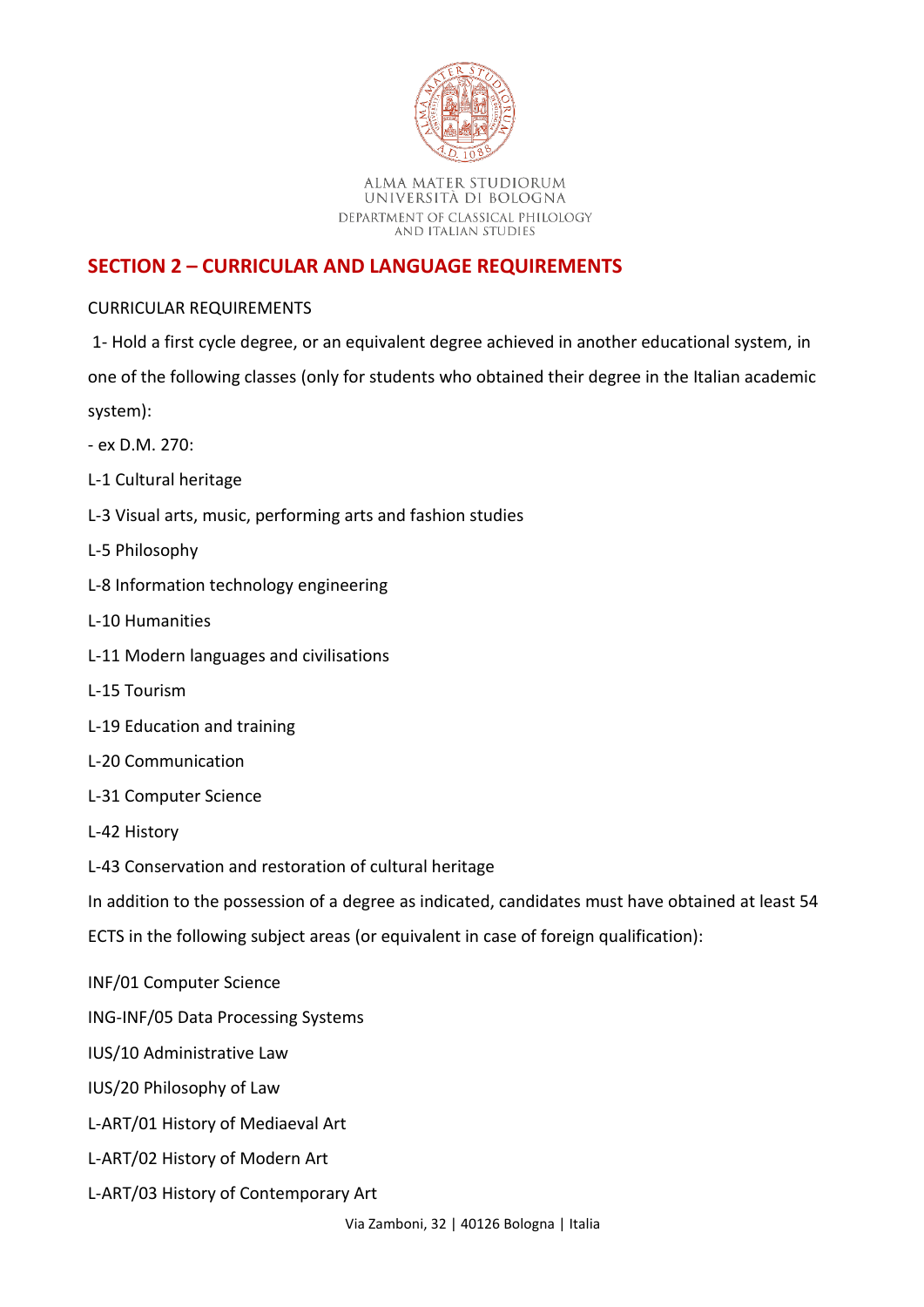## SECTION 2 – CURRICULAR AND LANGUAGE REQUIREMENTS

CURRICULAR REQUIREMENTS

1- Hold a first cycle degree, or an equivalent degree achieved in another educational system, in one of the following classes (only for students who obtained their degree in the Italian academic system):

- ex D.M. 270:

L-1 Cultural heritage

L-3 Visual arts, music, performing arts and fashion studies

L-5 Philosophy

L-8 Information technology engineering

L-10 Humanities

L-11 Modern languages and civilisations

L-15 Tourism

L-19 Education and training

L-20 Communication

L-31 Computer Science

L-42 History

L-43 Conservation and restoration of cultural heritage

In addition to the possession of a degree as indicated, candidates must have obtained at least 54 ECTS in the following subject areas (or equivalent in case of foreign qualification):

INF/01 Computer Science

ING-INF/05 Data Processing Systems

IUS/10 Administrative Law

IUS/20 Philosophy of Law

L-ART/01 History of Mediaeval Art

L-ART/02 History of Modern Art

L-ART/03 History of Contemporary Art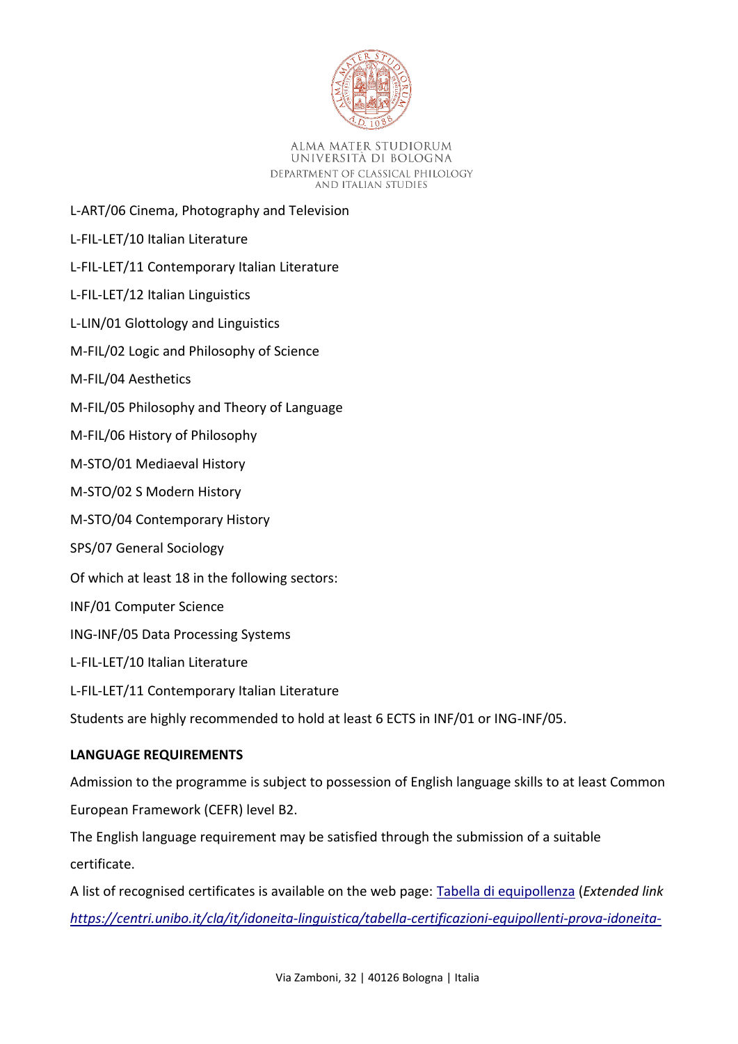L-ART/06 Cinema, Photography and Television

L-FIL-LET/10 Italian Literature

L-FIL-LET/11 Contemporary Italian Literature

L-FIL-LET/12 Italian Linguistics

L-LIN/01 Glottology and Linguistics

M-FIL/02 Logic and Philosophy of Science

M-FIL/04 Aesthetics

M-FIL/05 Philosophy and Theory of Language

M-FIL/06 History of Philosophy

M-STO/01 Mediaeval History

M-STO/02 S Modern History

M-STO/04 Contemporary History

SPS/07 General Sociology

Of which at least 18 in the following sectors:

INF/01 Computer Science

ING-INF/05 Data Processing Systems

L-FIL-LET/10 Italian Literature

L-FIL-LET/11 Contemporary Italian Literature

Students are highly recommended to hold at least 6 ECTS in INF/01 or ING-INF/05.

**LANGUAGE REQUIREMENTS**

Admission to the programme is subject to possession of English language skills to at least Common European Framework (CEFR) level B2.

The English language requirement may be satisfied through the submission of a suitable certificate.

A list of recognised certificates is available on the web page: [Tabella di equipollenza](https://centri.unibo.it/cla/it/idoneita-linguistica/tabella-certificazioni-equipollenti-prova-idoneita-) (*Extended link https://centri.unibo.it/cla/it/idoneita-linguistica/tabella-certificazioni-equipollenti-prova-idoneita-*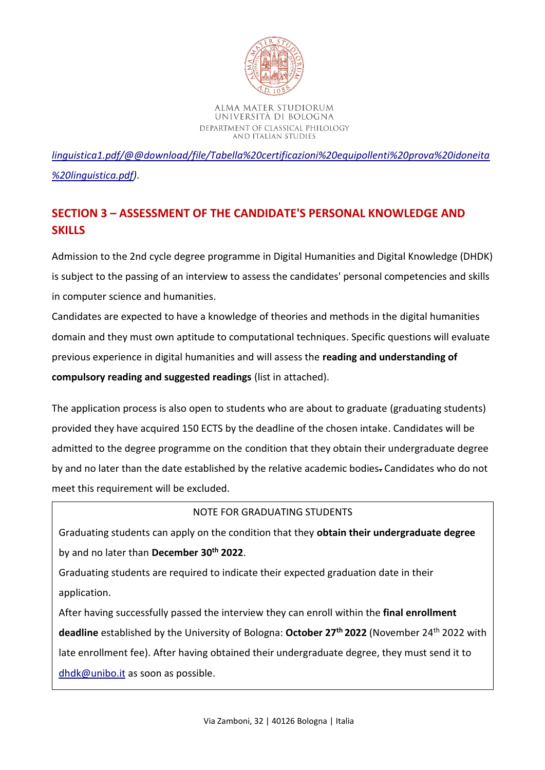*linguistica1.pdf/@@download/file/Tabella%20certificazioni%20equipollenti%20prova%20idoneita%20linguistica.pdf)*.

## SECTION 3 – ASSESSMENT OF THE CANDIDATE'S PERSONAL KNOWLEDGE AND SKILLS

Admission to the 2nd cycle degree programme in Digital Humanities and Digital Knowledge (DHDK) is subject to the passing of an interview to assess the candidates' personal competencies and skills in computer science and humanities.

Candidates are expected to have a knowledge of theories and methods in the digital humanities domain and they must own aptitude to computational techniques. Specific questions will evaluate previous experience in digital humanities and will assess the **reading and understanding of compulsory reading and suggested readings** (list in attached).

The application process is also open to students who are about to graduate (graduating students) provided they have acquired 150 ECTS by the deadline of the chosen intake. Candidates will be admitted to the degree programme on the condition that they obtain their undergraduate degree by and no later than the date established by the relative academic bodies. Candidates who do not meet this requirement will be excluded.

> NOTE FOR GRADUATING STUDENTS
>
> Graduating students can apply on the condition that they **obtain their undergraduate degree** by and no later than **December 30th 2022**.
>
> Graduating students are required to indicate their expected graduation date in their application.
>
> After having successfully passed the interview they can enroll within the **final enrollment deadline** established by the University of Bologna: **October 27th 2022** (November 24th 2022 with late enrollment fee). After having obtained their undergraduate degree, they must send it to dhdk@unibo.it as soon as possible.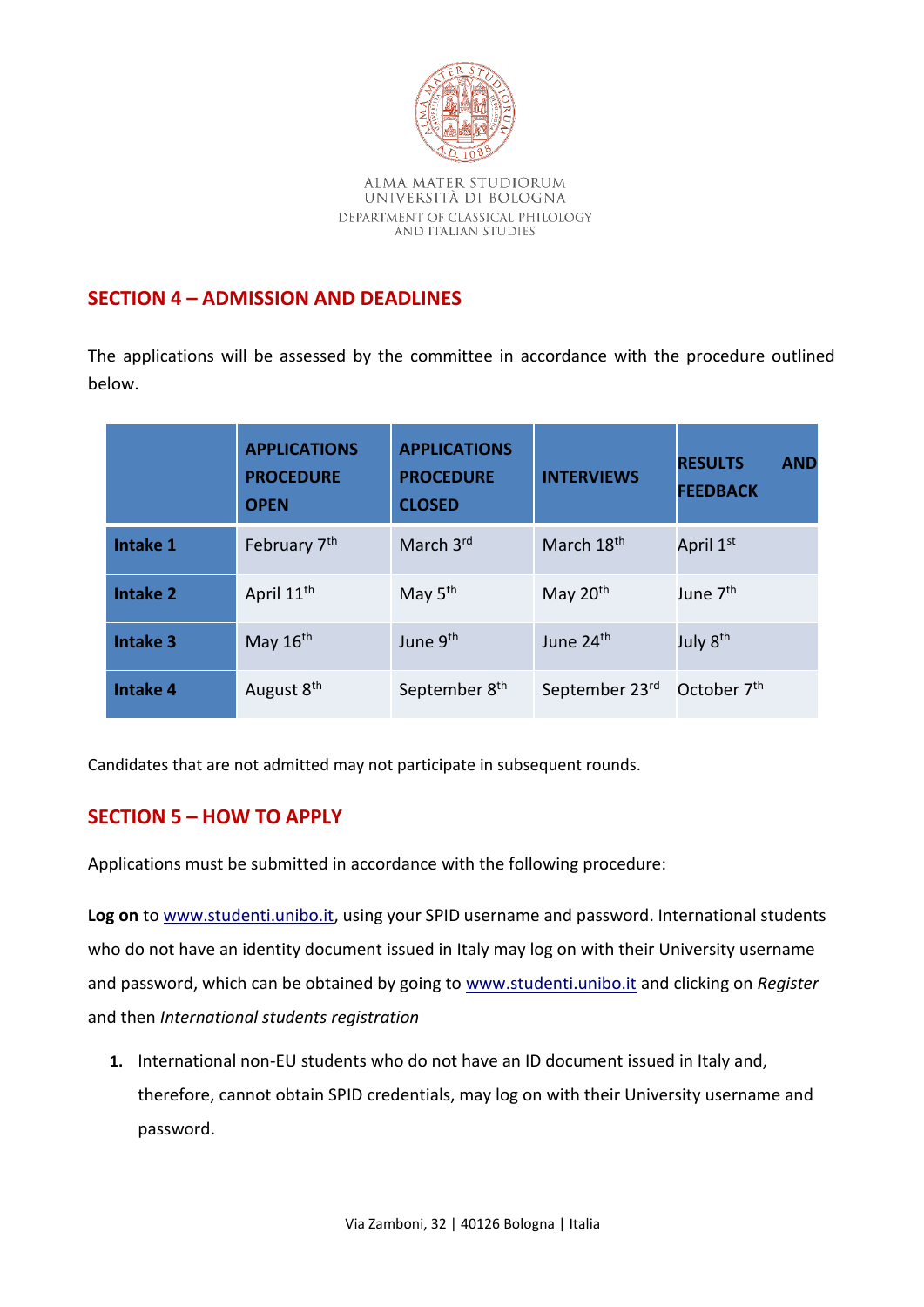ALMA MATER STUDIORUM
UNIVERSITÀ DI BOLOGNA
DEPARTMENT OF CLASSICAL PHILOLOGY
AND ITALIAN STUDIES

## SECTION 4 – ADMISSION AND DEADLINES

The applications will be assessed by the committee in accordance with the procedure outlined below.

| | APPLICATIONS PROCEDURE OPEN | APPLICATIONS PROCEDURE CLOSED | INTERVIEWS | RESULTS AND FEEDBACK |
|---|---|---|---|---|
| **Intake 1** | February 7th | March 3rd | March 18th | April 1st |
| **Intake 2** | April 11th | May 5th | May 20th | June 7th |
| **Intake 3** | May 16th | June 9th | June 24th | July 8th |
| **Intake 4** | August 8th | September 8th | September 23rd | October 7th |

Candidates that are not admitted may not participate in subsequent rounds.

## SECTION 5 – HOW TO APPLY

Applications must be submitted in accordance with the following procedure:

**Log on** to www.studenti.unibo.it, using your SPID username and password. International students who do not have an identity document issued in Italy may log on with their University username and password, which can be obtained by going to www.studenti.unibo.it and clicking on *Register* and then *International students registration*

1. International non-EU students who do not have an ID document issued in Italy and, therefore, cannot obtain SPID credentials, may log on with their University username and password.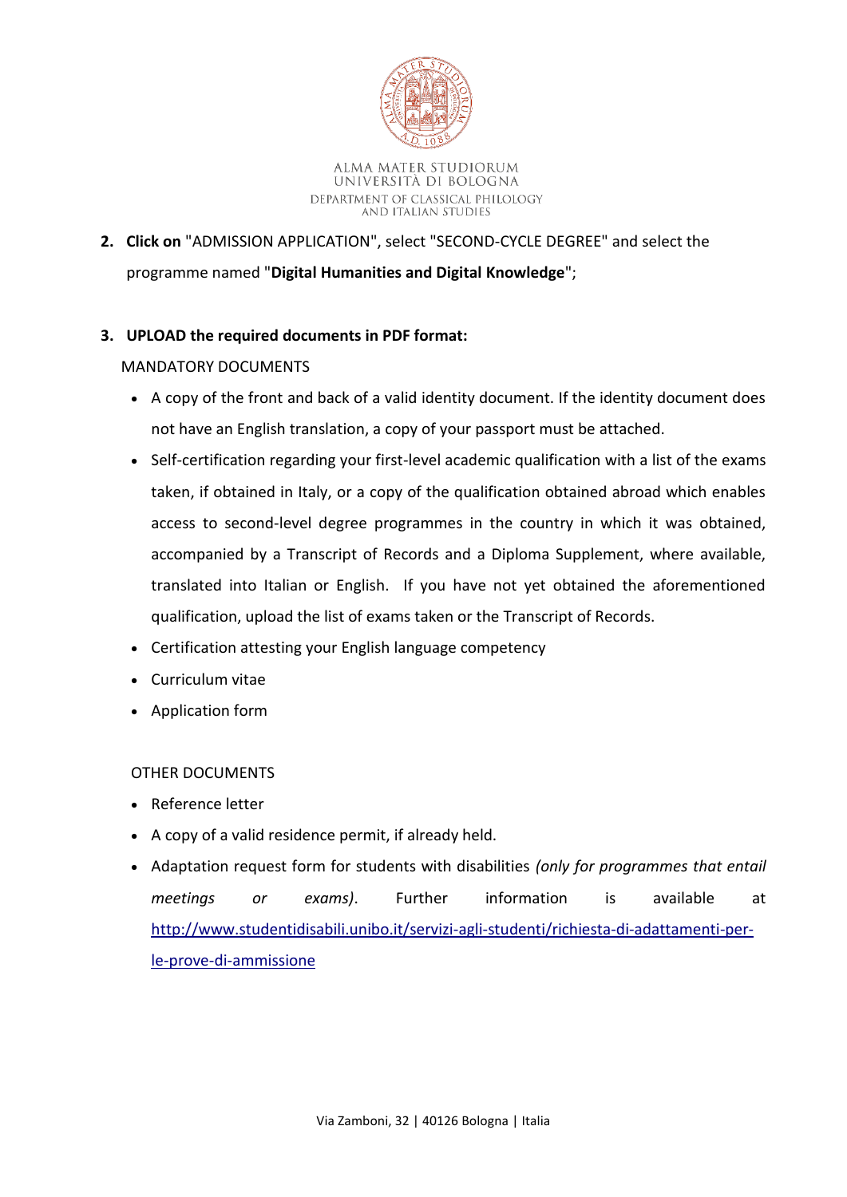2. **Click on** "ADMISSION APPLICATION", select "SECOND-CYCLE DEGREE" and select the programme named "**Digital Humanities and Digital Knowledge**";

3. **UPLOAD the required documents in PDF format:**

   MANDATORY DOCUMENTS

   - A copy of the front and back of a valid identity document. If the identity document does not have an English translation, a copy of your passport must be attached.
   - Self-certification regarding your first-level academic qualification with a list of the exams taken, if obtained in Italy, or a copy of the qualification obtained abroad which enables access to second-level degree programmes in the country in which it was obtained, accompanied by a Transcript of Records and a Diploma Supplement, where available, translated into Italian or English. If you have not yet obtained the aforementioned qualification, upload the list of exams taken or the Transcript of Records.
   - Certification attesting your English language competency
   - Curriculum vitae
   - Application form

   OTHER DOCUMENTS

   - Reference letter
   - A copy of a valid residence permit, if already held.
   - Adaptation request form for students with disabilities *(only for programmes that entail meetings or exams)*. Further information is available at [http://www.studentidisabili.unibo.it/servizi-agli-studenti/richiesta-di-adattamenti-per-le-prove-di-ammissione](http://www.studentidisabili.unibo.it/servizi-agli-studenti/richiesta-di-adattamenti-per-le-prove-di-ammissione)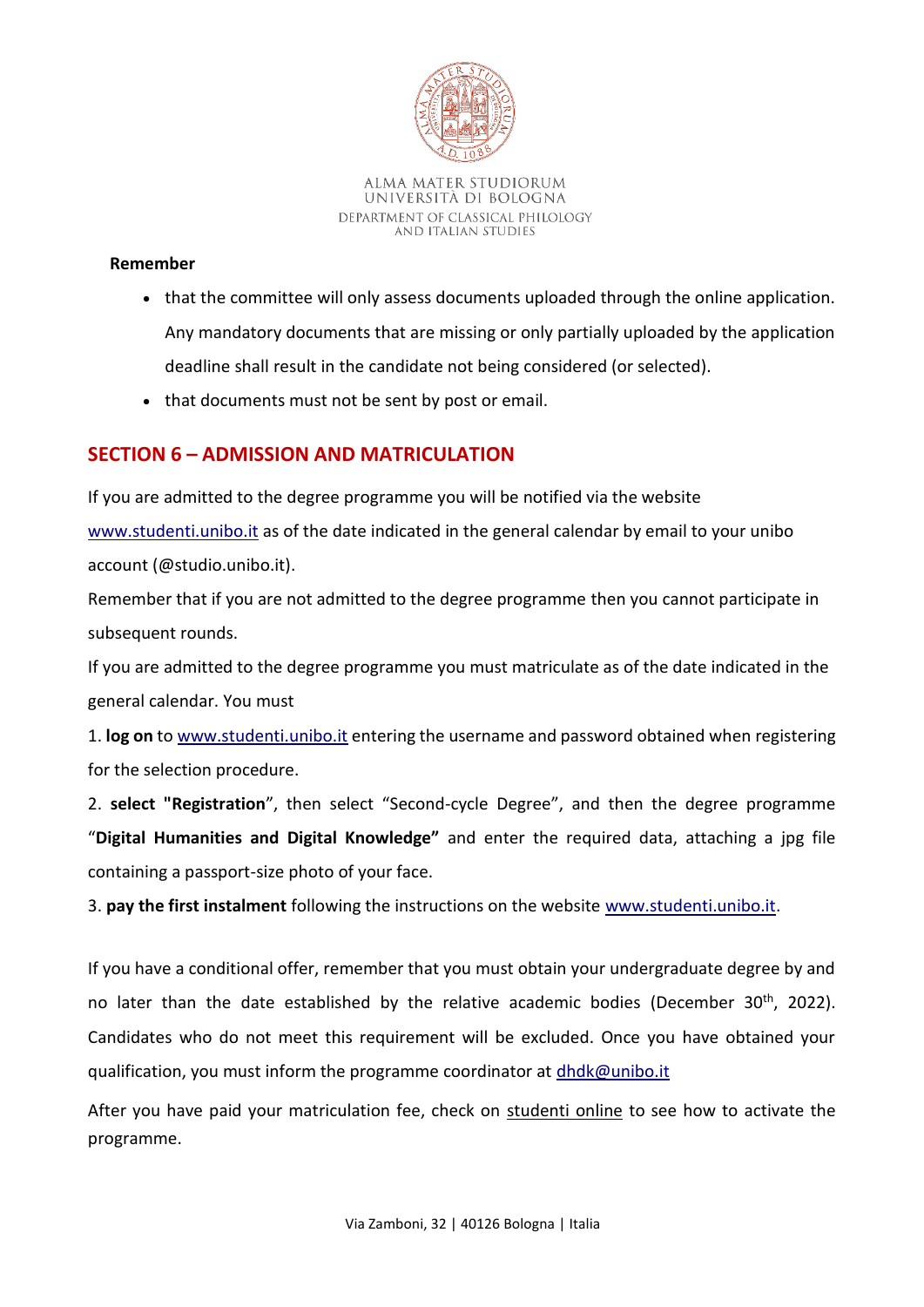**Remember**

- that the committee will only assess documents uploaded through the online application. Any mandatory documents that are missing or only partially uploaded by the application deadline shall result in the candidate not being considered (or selected).
- that documents must not be sent by post or email.

## SECTION 6 – ADMISSION AND MATRICULATION

If you are admitted to the degree programme you will be notified via the website www.studenti.unibo.it as of the date indicated in the general calendar by email to your unibo account (@studio.unibo.it).

Remember that if you are not admitted to the degree programme then you cannot participate in subsequent rounds.

If you are admitted to the degree programme you must matriculate as of the date indicated in the general calendar. You must

1. **log on** to www.studenti.unibo.it entering the username and password obtained when registering for the selection procedure.
2. **select "Registration**", then select "Second-cycle Degree", and then the degree programme "**Digital Humanities and Digital Knowledge"** and enter the required data, attaching a jpg file containing a passport-size photo of your face.
3. **pay the first instalment** following the instructions on the website www.studenti.unibo.it.

If you have a conditional offer, remember that you must obtain your undergraduate degree by and no later than the date established by the relative academic bodies (December 30th, 2022). Candidates who do not meet this requirement will be excluded. Once you have obtained your qualification, you must inform the programme coordinator at dhdk@unibo.it

After you have paid your matriculation fee, check on studenti online to see how to activate the programme.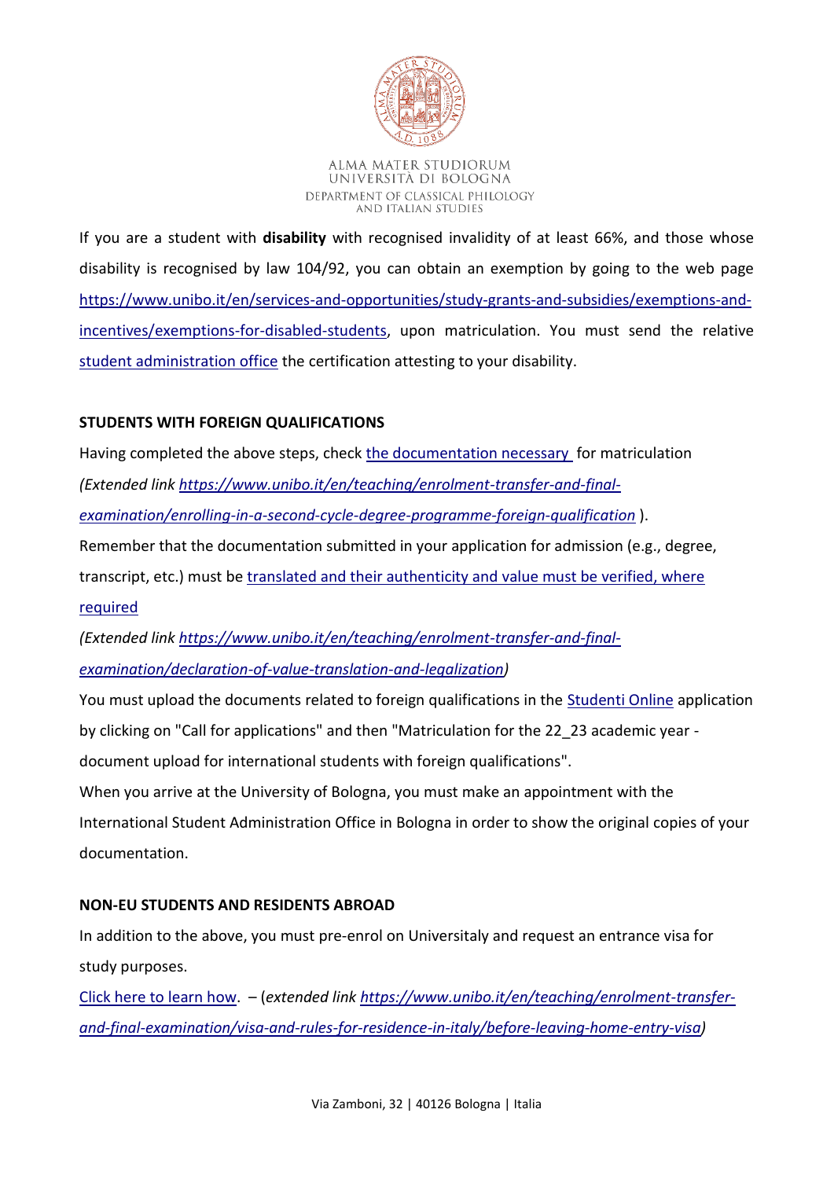If you are a student with **disability** with recognised invalidity of at least 66%, and those whose disability is recognised by law 104/92, you can obtain an exemption by going to the web page https://www.unibo.it/en/services-and-opportunities/study-grants-and-subsidies/exemptions-and-incentives/exemptions-for-disabled-students, upon matriculation. You must send the relative student administration office the certification attesting to your disability.

**STUDENTS WITH FOREIGN QUALIFICATIONS**

Having completed the above steps, check the documentation necessary for matriculation *(Extended link https://www.unibo.it/en/teaching/enrolment-transfer-and-final-examination/enrolling-in-a-second-cycle-degree-programme-foreign-qualification* ).

Remember that the documentation submitted in your application for admission (e.g., degree, transcript, etc.) must be translated and their authenticity and value must be verified, where required

*(Extended link https://www.unibo.it/en/teaching/enrolment-transfer-and-final-examination/declaration-of-value-translation-and-legalization)*

You must upload the documents related to foreign qualifications in the Studenti Online application by clicking on "Call for applications" and then "Matriculation for the 22_23 academic year - document upload for international students with foreign qualifications".

When you arrive at the University of Bologna, you must make an appointment with the International Student Administration Office in Bologna in order to show the original copies of your documentation.

**NON-EU STUDENTS AND RESIDENTS ABROAD**

In addition to the above, you must pre-enrol on Universitaly and request an entrance visa for study purposes.

Click here to learn how. – (*extended link https://www.unibo.it/en/teaching/enrolment-transfer-and-final-examination/visa-and-rules-for-residence-in-italy/before-leaving-home-entry-visa)*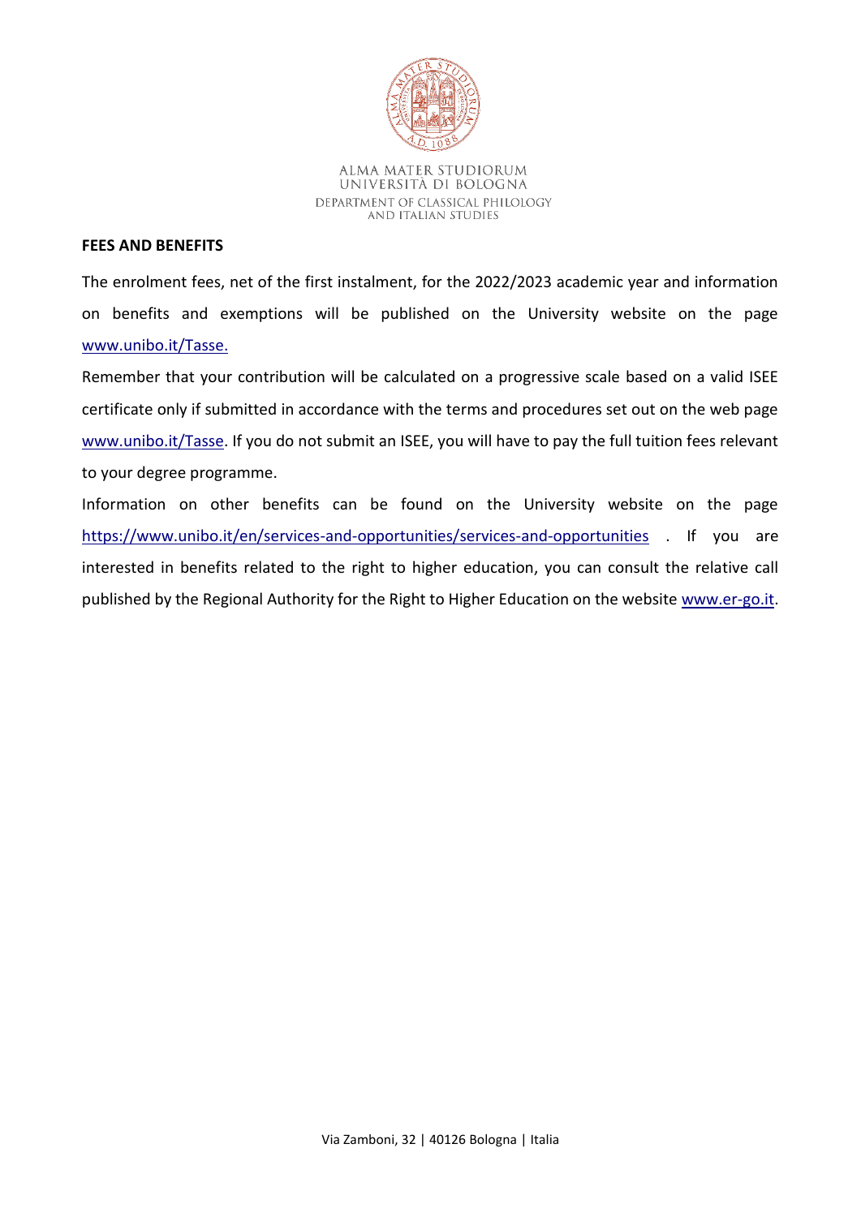## FEES AND BENEFITS

The enrolment fees, net of the first instalment, for the 2022/2023 academic year and information on benefits and exemptions will be published on the University website on the page www.unibo.it/Tasse.

Remember that your contribution will be calculated on a progressive scale based on a valid ISEE certificate only if submitted in accordance with the terms and procedures set out on the web page www.unibo.it/Tasse. If you do not submit an ISEE, you will have to pay the full tuition fees relevant to your degree programme.

Information on other benefits can be found on the University website on the page https://www.unibo.it/en/services-and-opportunities/services-and-opportunities . If you are interested in benefits related to the right to higher education, you can consult the relative call published by the Regional Authority for the Right to Higher Education on the website www.er-go.it.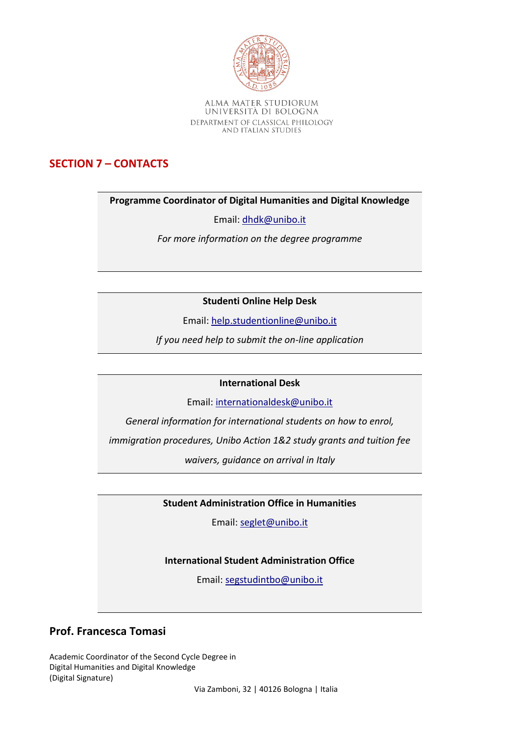ALMA MATER STUDIORUM
UNIVERSITÀ DI BOLOGNA
DEPARTMENT OF CLASSICAL PHILOLOGY
AND ITALIAN STUDIES

## SECTION 7 – CONTACTS

**Programme Coordinator of Digital Humanities and Digital Knowledge**

Email: dhdk@unibo.it

*For more information on the degree programme*

**Studenti Online Help Desk**

Email: help.studentionline@unibo.it

*If you need help to submit the on-line application*

**International Desk**

Email: internationaldesk@unibo.it

*General information for international students on how to enrol, immigration procedures, Unibo Action 1&2 study grants and tuition fee waivers, guidance on arrival in Italy*

**Student Administration Office in Humanities**

Email: seglet@unibo.it

**International Student Administration Office**

Email: segstudintbo@unibo.it

### Prof. Francesca Tomasi

Academic Coordinator of the Second Cycle Degree in
Digital Humanities and Digital Knowledge
(Digital Signature)

Via Zamboni, 32 | 40126 Bologna | Italia